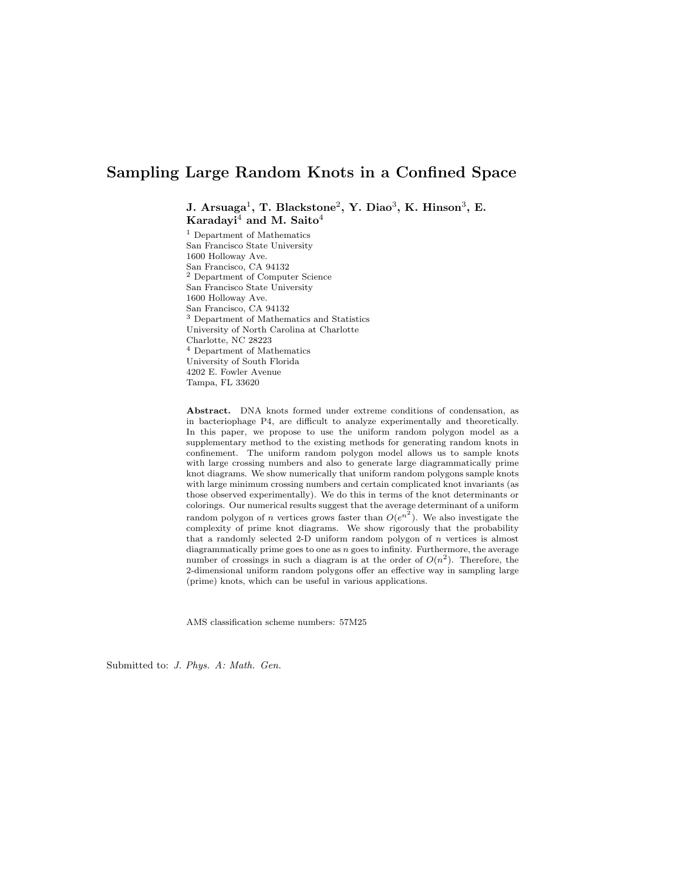# Sampling Large Random Knots in a Confined Space

**J. Arsuaga[1], T. Blackstone[2], Y. Diao[3], K. Hinson[3], E. Karadayi[4] and M. Saito[4]**

[1] Department of Mathematics
San Francisco State University
1600 Holloway Ave.
San Francisco, CA 94132

[2] Department of Computer Science
San Francisco State University
1600 Holloway Ave.
San Francisco, CA 94132

[3] Department of Mathematics and Statistics
University of North Carolina at Charlotte
Charlotte, NC 28223

[4] Department of Mathematics
University of South Florida
4202 E. Fowler Avenue
Tampa, FL 33620

**Abstract.** DNA knots formed under extreme conditions of condensation, as in bacteriophage P4, are difficult to analyze experimentally and theoretically. In this paper, we propose to use the uniform random polygon model as a supplementary method to the existing methods for generating random knots in confinement. The uniform random polygon model allows us to sample knots with large crossing numbers and also to generate large diagrammatically prime knot diagrams. We show numerically that uniform random polygons sample knots with large minimum crossing numbers and certain complicated knot invariants (as those observed experimentally). We do this in terms of the knot determinants or colorings. Our numerical results suggest that the average determinant of a uniform random polygon of $n$ vertices grows faster than $O(e^{n^2})$. We also investigate the complexity of prime knot diagrams. We show rigorously that the probability that a randomly selected 2-D uniform random polygon of $n$ vertices is almost diagrammatically prime goes to one as $n$ goes to infinity. Furthermore, the average number of crossings in such a diagram is at the order of $O(n^2)$. Therefore, the 2-dimensional uniform random polygons offer an effective way in sampling large (prime) knots, which can be useful in various applications.

AMS classification scheme numbers: 57M25

Submitted to: *J. Phys. A: Math. Gen.*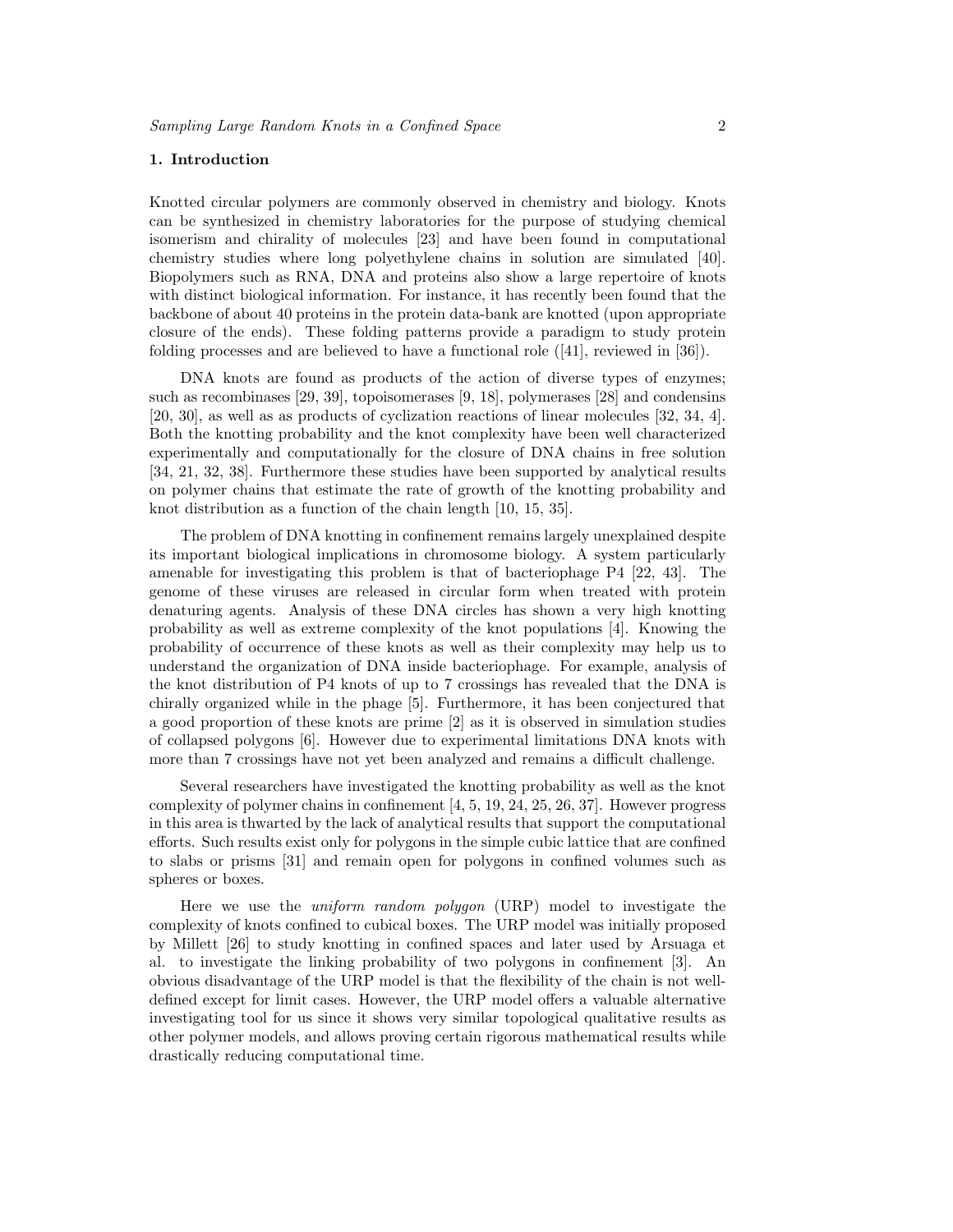## 1. Introduction

Knotted circular polymers are commonly observed in chemistry and biology. Knots can be synthesized in chemistry laboratories for the purpose of studying chemical isomerism and chirality of molecules [23] and have been found in computational chemistry studies where long polyethylene chains in solution are simulated [40]. Biopolymers such as RNA, DNA and proteins also show a large repertoire of knots with distinct biological information. For instance, it has recently been found that the backbone of about 40 proteins in the protein data-bank are knotted (upon appropriate closure of the ends). These folding patterns provide a paradigm to study protein folding processes and are believed to have a functional role ([41], reviewed in [36]).

DNA knots are found as products of the action of diverse types of enzymes; such as recombinases [29, 39], topoisomerases [9, 18], polymerases [28] and condensins [20, 30], as well as as products of cyclization reactions of linear molecules [32, 34, 4]. Both the knotting probability and the knot complexity have been well characterized experimentally and computationally for the closure of DNA chains in free solution [34, 21, 32, 38]. Furthermore these studies have been supported by analytical results on polymer chains that estimate the rate of growth of the knotting probability and knot distribution as a function of the chain length [10, 15, 35].

The problem of DNA knotting in confinement remains largely unexplained despite its important biological implications in chromosome biology. A system particularly amenable for investigating this problem is that of bacteriophage P4 [22, 43]. The genome of these viruses are released in circular form when treated with protein denaturing agents. Analysis of these DNA circles has shown a very high knotting probability as well as extreme complexity of the knot populations [4]. Knowing the probability of occurrence of these knots as well as their complexity may help us to understand the organization of DNA inside bacteriophage. For example, analysis of the knot distribution of P4 knots of up to 7 crossings has revealed that the DNA is chirally organized while in the phage [5]. Furthermore, it has been conjectured that a good proportion of these knots are prime [2] as it is observed in simulation studies of collapsed polygons [6]. However due to experimental limitations DNA knots with more than 7 crossings have not yet been analyzed and remains a difficult challenge.

Several researchers have investigated the knotting probability as well as the knot complexity of polymer chains in confinement [4, 5, 19, 24, 25, 26, 37]. However progress in this area is thwarted by the lack of analytical results that support the computational efforts. Such results exist only for polygons in the simple cubic lattice that are confined to slabs or prisms [31] and remain open for polygons in confined volumes such as spheres or boxes.

Here we use the *uniform random polygon* (URP) model to investigate the complexity of knots confined to cubical boxes. The URP model was initially proposed by Millett [26] to study knotting in confined spaces and later used by Arsuaga et al. to investigate the linking probability of two polygons in confinement [3]. An obvious disadvantage of the URP model is that the flexibility of the chain is not well-defined except for limit cases. However, the URP model offers a valuable alternative investigating tool for us since it shows very similar topological qualitative results as other polymer models, and allows proving certain rigorous mathematical results while drastically reducing computational time.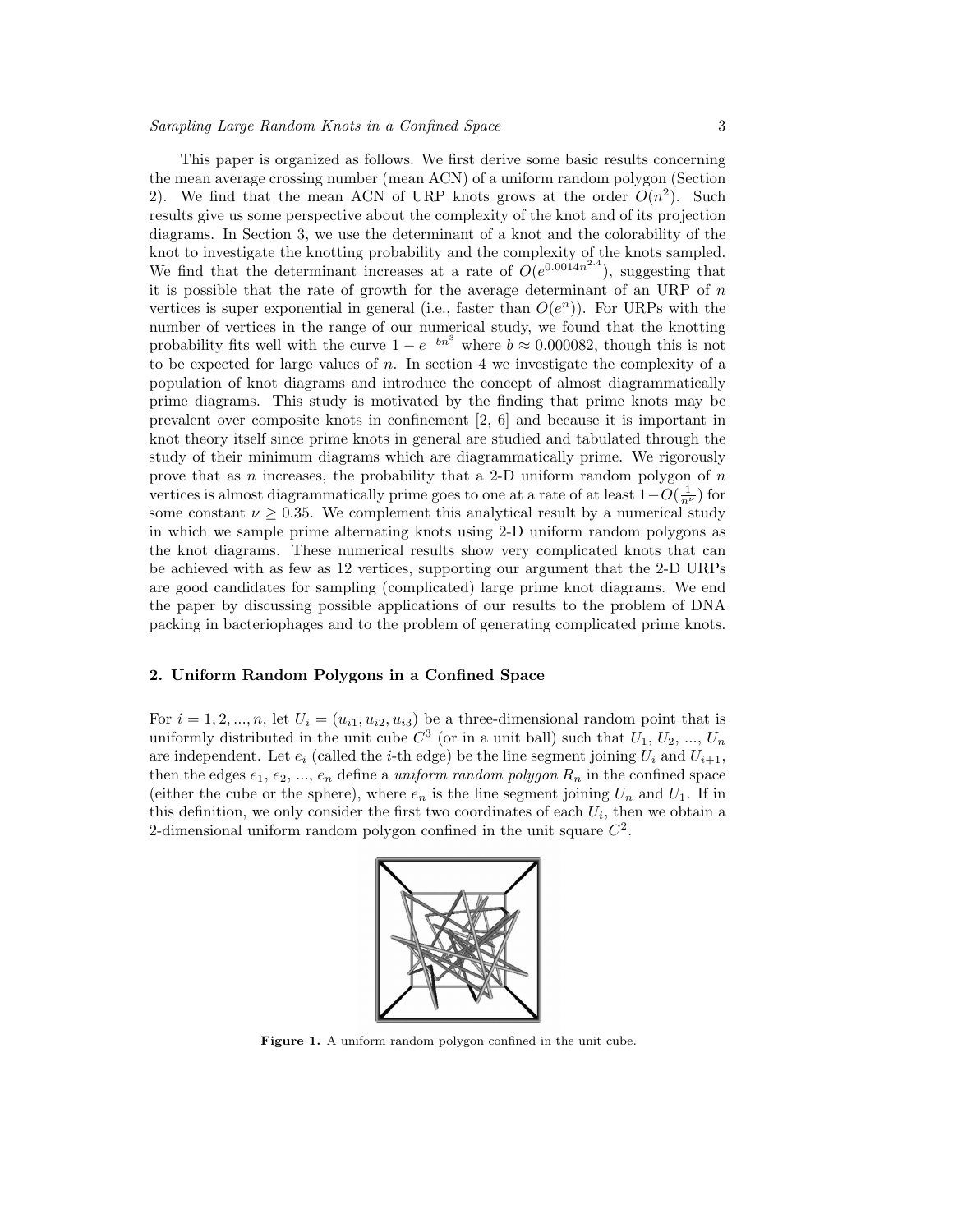This paper is organized as follows. We first derive some basic results concerning the mean average crossing number (mean ACN) of a uniform random polygon (Section 2). We find that the mean ACN of URP knots grows at the order $O(n^2)$. Such results give us some perspective about the complexity of the knot and of its projection diagrams. In Section 3, we use the determinant of a knot and the colorability of the knot to investigate the knotting probability and the complexity of the knots sampled. We find that the determinant increases at a rate of $O(e^{0.0014n^{2.4}})$, suggesting that it is possible that the rate of growth for the average determinant of an URP of $n$ vertices is super exponential in general (i.e., faster than $O(e^n)$). For URPs with the number of vertices in the range of our numerical study, we found that the knotting probability fits well with the curve $1 - e^{-bn^3}$ where $b \approx 0.000082$, though this is not to be expected for large values of $n$. In section 4 we investigate the complexity of a population of knot diagrams and introduce the concept of almost diagrammatically prime diagrams. This study is motivated by the finding that prime knots may be prevalent over composite knots in confinement [2, 6] and because it is important in knot theory itself since prime knots in general are studied and tabulated through the study of their minimum diagrams which are diagrammatically prime. We rigorously prove that as $n$ increases, the probability that a 2-D uniform random polygon of $n$ vertices is almost diagrammatically prime goes to one at a rate of at least $1 - O(\frac{1}{n^\nu})$ for some constant $\nu \geq 0.35$. We complement this analytical result by a numerical study in which we sample prime alternating knots using 2-D uniform random polygons as the knot diagrams. These numerical results show very complicated knots that can be achieved with as few as 12 vertices, supporting our argument that the 2-D URPs are good candidates for sampling (complicated) large prime knot diagrams. We end the paper by discussing possible applications of our results to the problem of DNA packing in bacteriophages and to the problem of generating complicated prime knots.

## 2. Uniform Random Polygons in a Confined Space

For $i = 1, 2, ..., n$, let $U_i = (u_{i1}, u_{i2}, u_{i3})$ be a three-dimensional random point that is uniformly distributed in the unit cube $C^3$ (or in a unit ball) such that $U_1$, $U_2$, ..., $U_n$ are independent. Let $e_i$ (called the $i$-th edge) be the line segment joining $U_i$ and $U_{i+1}$, then the edges $e_1$, $e_2$, ..., $e_n$ define a *uniform random polygon* $R_n$ in the confined space (either the cube or the sphere), where $e_n$ is the line segment joining $U_n$ and $U_1$. If in this definition, we only consider the first two coordinates of each $U_i$, then we obtain a 2-dimensional uniform random polygon confined in the unit square $C^2$.

**Figure 1.** A uniform random polygon confined in the unit cube.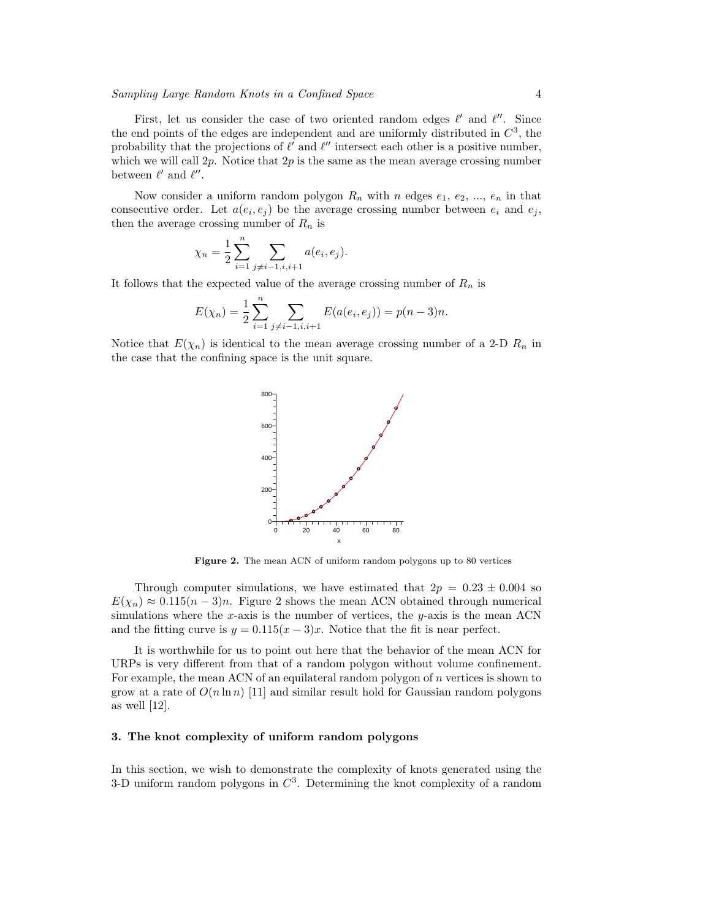First, let us consider the case of two oriented random edges $\ell'$ and $\ell''$. Since the end points of the edges are independent and are uniformly distributed in $C^3$, the probability that the projections of $\ell'$ and $\ell''$ intersect each other is a positive number, which we will call $2p$. Notice that $2p$ is the same as the mean average crossing number between $\ell'$ and $\ell''$.

Now consider a uniform random polygon $R_n$ with $n$ edges $e_1$, $e_2$, ..., $e_n$ in that consecutive order. Let $a(e_i, e_j)$ be the average crossing number between $e_i$ and $e_j$, then the average crossing number of $R_n$ is

$$\chi_n = \frac{1}{2}\sum_{i=1}^{n}\sum_{j\neq i-1,i,i+1} a(e_i, e_j).$$

It follows that the expected value of the average crossing number of $R_n$ is

$$E(\chi_n) = \frac{1}{2}\sum_{i=1}^{n}\sum_{j\neq i-1,i,i+1} E(a(e_i, e_j)) = p(n-3)n.$$

Notice that $E(\chi_n)$ is identical to the mean average crossing number of a 2-D $R_n$ in the case that the confining space is the unit square.

**Figure 2.** The mean ACN of uniform random polygons up to 80 vertices

Through computer simulations, we have estimated that $2p = 0.23 \pm 0.004$ so $E(\chi_n) \approx 0.115(n-3)n$. Figure 2 shows the mean ACN obtained through numerical simulations where the $x$-axis is the number of vertices, the $y$-axis is the mean ACN and the fitting curve is $y = 0.115(x-3)x$. Notice that the fit is near perfect.

It is worthwhile for us to point out here that the behavior of the mean ACN for URPs is very different from that of a random polygon without volume confinement. For example, the mean ACN of an equilateral random polygon of $n$ vertices is shown to grow at a rate of $O(n \ln n)$ [11] and similar result hold for Gaussian random polygons as well [12].

## 3. The knot complexity of uniform random polygons

In this section, we wish to demonstrate the complexity of knots generated using the 3-D uniform random polygons in $C^3$. Determining the knot complexity of a random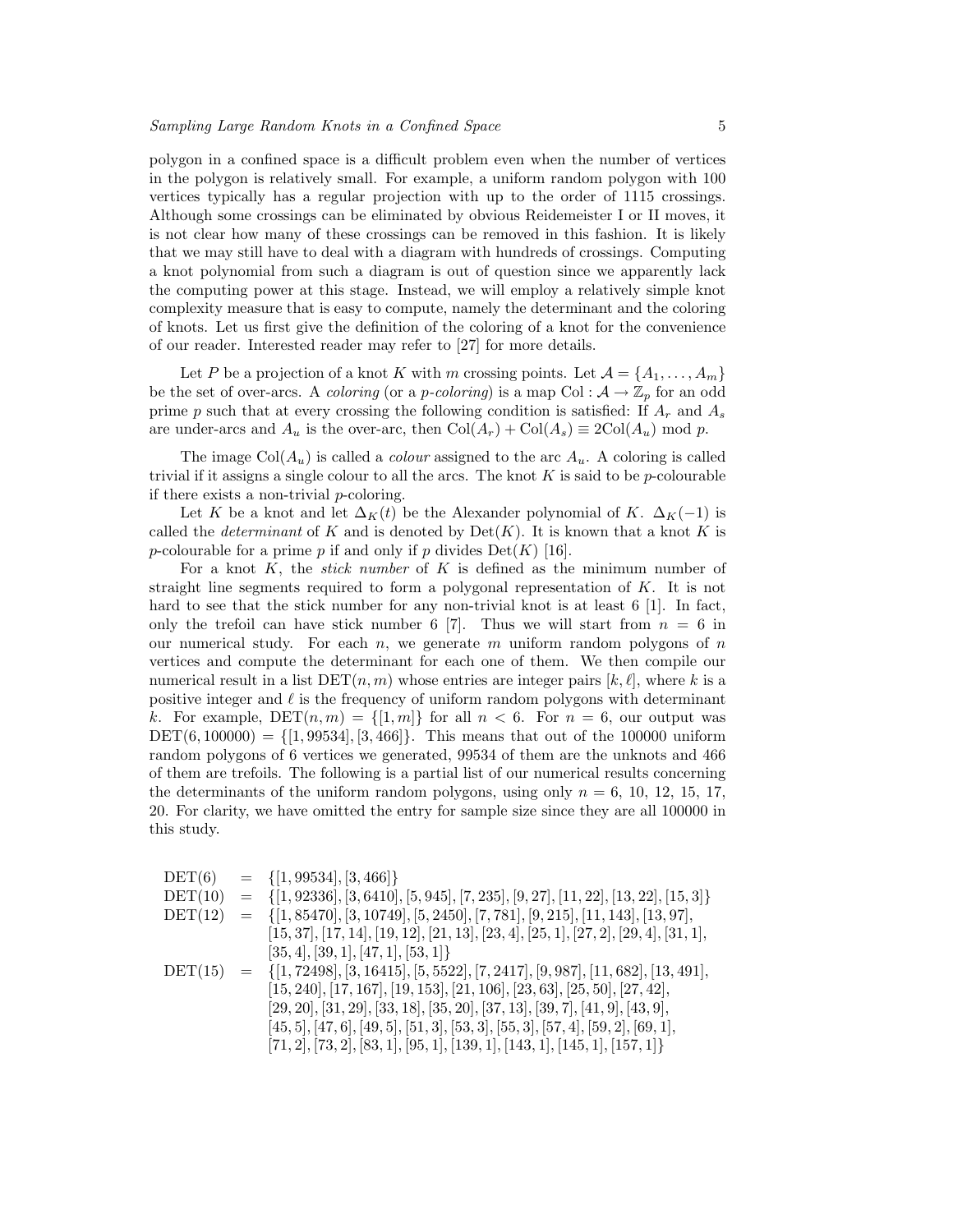polygon in a confined space is a difficult problem even when the number of vertices in the polygon is relatively small. For example, a uniform random polygon with 100 vertices typically has a regular projection with up to the order of 1115 crossings. Although some crossings can be eliminated by obvious Reidemeister I or II moves, it is not clear how many of these crossings can be removed in this fashion. It is likely that we may still have to deal with a diagram with hundreds of crossings. Computing a knot polynomial from such a diagram is out of question since we apparently lack the computing power at this stage. Instead, we will employ a relatively simple knot complexity measure that is easy to compute, namely the determinant and the coloring of knots. Let us first give the definition of the coloring of a knot for the convenience of our reader. Interested reader may refer to [27] for more details.

Let $P$ be a projection of a knot $K$ with $m$ crossing points. Let $\mathcal{A} = \{A_1, \ldots, A_m\}$ be the set of over-arcs. A *coloring* (or a *p-coloring*) is a map $\mathrm{Col} : \mathcal{A} \to \mathbb{Z}_p$ for an odd prime $p$ such that at every crossing the following condition is satisfied: If $A_r$ and $A_s$ are under-arcs and $A_u$ is the over-arc, then $\mathrm{Col}(A_r) + \mathrm{Col}(A_s) \equiv 2\mathrm{Col}(A_u) \bmod p$.

The image $\mathrm{Col}(A_u)$ is called a *colour* assigned to the arc $A_u$. A coloring is called trivial if it assigns a single colour to all the arcs. The knot $K$ is said to be $p$-colourable if there exists a non-trivial $p$-coloring.

Let $K$ be a knot and let $\Delta_K(t)$ be the Alexander polynomial of $K$. $\Delta_K(-1)$ is called the *determinant* of $K$ and is denoted by $\mathrm{Det}(K)$. It is known that a knot $K$ is $p$-colourable for a prime $p$ if and only if $p$ divides $\mathrm{Det}(K)$ [16].

For a knot $K$, the *stick number* of $K$ is defined as the minimum number of straight line segments required to form a polygonal representation of $K$. It is not hard to see that the stick number for any non-trivial knot is at least 6 [1]. In fact, only the trefoil can have stick number 6 [7]. Thus we will start from $n = 6$ in our numerical study. For each $n$, we generate $m$ uniform random polygons of $n$ vertices and compute the determinant for each one of them. We then compile our numerical result in a list $\mathrm{DET}(n, m)$ whose entries are integer pairs $[k, \ell]$, where $k$ is a positive integer and $\ell$ is the frequency of uniform random polygons with determinant $k$. For example, $\mathrm{DET}(n, m) = \{[1, m]\}$ for all $n < 6$. For $n = 6$, our output was $\mathrm{DET}(6, 100000) = \{[1, 99534], [3, 466]\}$. This means that out of the 100000 uniform random polygons of 6 vertices we generated, 99534 of them are the unknots and 466 of them are trefoils. The following is a partial list of our numerical results concerning the determinants of the uniform random polygons, using only $n = 6$, 10, 12, 15, 17, 20. For clarity, we have omitted the entry for sample size since they are all 100000 in this study.

$$
\begin{aligned}
\mathrm{DET}(6) &= \{[1, 99534], [3, 466]\} \\
\mathrm{DET}(10) &= \{[1, 92336], [3, 6410], [5, 945], [7, 235], [9, 27], [11, 22], [13, 22], [15, 3]\} \\
\mathrm{DET}(12) &= \{[1, 85470], [3, 10749], [5, 2450], [7, 781], [9, 215], [11, 143], [13, 97], \\
&\quad [15, 37], [17, 14], [19, 12], [21, 13], [23, 4], [25, 1], [27, 2], [29, 4], [31, 1], \\
&\quad [35, 4], [39, 1], [47, 1], [53, 1]\} \\
\mathrm{DET}(15) &= \{[1, 72498], [3, 16415], [5, 5522], [7, 2417], [9, 987], [11, 682], [13, 491], \\
&\quad [15, 240], [17, 167], [19, 153], [21, 106], [23, 63], [25, 50], [27, 42], \\
&\quad [29, 20], [31, 29], [33, 18], [35, 20], [37, 13], [39, 7], [41, 9], [43, 9], \\
&\quad [45, 5], [47, 6], [49, 5], [51, 3], [53, 3], [55, 3], [57, 4], [59, 2], [69, 1], \\
&\quad [71, 2], [73, 2], [83, 1], [95, 1], [139, 1], [143, 1], [145, 1], [157, 1]\}
\end{aligned}
$$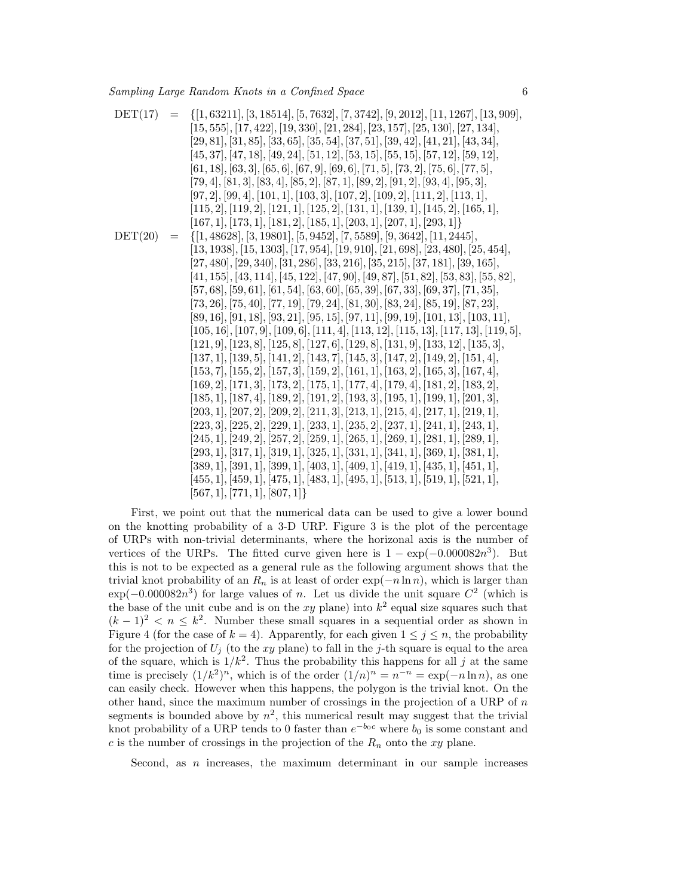$$
\begin{aligned}
\text{DET}(17) \;=\; \{&[1,63211],[3,18514],[5,7632],[7,3742],[9,2012],[11,1267],[13,909],\\
&[15,555],[17,422],[19,330],[21,284],[23,157],[25,130],[27,134],\\
&[29,81],[31,85],[33,65],[35,54],[37,51],[39,42],[41,21],[43,34],\\
&[45,37],[47,18],[49,24],[51,12],[53,15],[55,15],[57,12],[59,12],\\
&[61,18],[63,3],[65,6],[67,9],[69,6],[71,5],[73,2],[75,6],[77,5],\\
&[79,4],[81,3],[83,4],[85,2],[87,1],[89,2],[91,2],[93,4],[95,3],\\
&[97,2],[99,4],[101,1],[103,3],[107,2],[109,2],[111,2],[113,1],\\
&[115,2],[119,2],[121,1],[125,2],[131,1],[139,1],[145,2],[165,1],\\
&[167,1],[173,1],[181,2],[185,1],[203,1],[207,1],[293,1]\}\\
\text{DET}(20) \;=\; \{&[1,48628],[3,19801],[5,9452],[7,5589],[9,3642],[11,2445],\\
&[13,1938],[15,1303],[17,954],[19,910],[21,698],[23,480],[25,454],\\
&[27,480],[29,340],[31,286],[33,216],[35,215],[37,181],[39,165],\\
&[41,155],[43,114],[45,122],[47,90],[49,87],[51,82],[53,83],[55,82],\\
&[57,68],[59,61],[61,54],[63,60],[65,39],[67,33],[69,37],[71,35],\\
&[73,26],[75,40],[77,19],[79,24],[81,30],[83,24],[85,19],[87,23],\\
&[89,16],[91,18],[93,21],[95,15],[97,11],[99,19],[101,13],[103,11],\\
&[105,16],[107,9],[109,6],[111,4],[113,12],[115,13],[117,13],[119,5],\\
&[121,9],[123,8],[125,8],[127,6],[129,8],[131,9],[133,12],[135,3],\\
&[137,1],[139,5],[141,2],[143,7],[145,3],[147,2],[149,2],[151,4],\\
&[153,7],[155,2],[157,3],[159,2],[161,1],[163,2],[165,3],[167,4],\\
&[169,2],[171,3],[173,2],[175,1],[177,4],[179,4],[181,2],[183,2],\\
&[185,1],[187,4],[189,2],[191,2],[193,3],[195,1],[199,1],[201,3],\\
&[203,1],[207,2],[209,2],[211,3],[213,1],[215,4],[217,1],[219,1],\\
&[223,3],[225,2],[229,1],[233,1],[235,2],[237,1],[241,1],[243,1],\\
&[245,1],[249,2],[257,2],[259,1],[265,1],[269,1],[281,1],[289,1],\\
&[293,1],[317,1],[319,1],[325,1],[331,1],[341,1],[369,1],[381,1],\\
&[389,1],[391,1],[399,1],[403,1],[409,1],[419,1],[435,1],[451,1],\\
&[455,1],[459,1],[475,1],[483,1],[495,1],[513,1],[519,1],[521,1],\\
&[567,1],[771,1],[807,1]\}
\end{aligned}
$$

First, we point out that the numerical data can be used to give a lower bound on the knotting probability of a 3-D URP. Figure 3 is the plot of the percentage of URPs with non-trivial determinants, where the horizonal axis is the number of vertices of the URPs. The fitted curve given here is $1-\exp(-0.000082n^3)$. But this is not to be expected as a general rule as the following argument shows that the trivial knot probability of an $R_n$ is at least of order $\exp(-n\ln n)$, which is larger than $\exp(-0.000082n^3)$ for large values of $n$. Let us divide the unit square $C^2$ (which is the base of the unit cube and is on the $xy$ plane) into $k^2$ equal size squares such that $(k-1)^2 < n \leq k^2$. Number these small squares in a sequential order as shown in Figure 4 (for the case of $k=4$). Apparently, for each given $1 \leq j \leq n$, the probability for the projection of $U_j$ (to the $xy$ plane) to fall in the $j$-th square is equal to the area of the square, which is $1/k^2$. Thus the probability this happens for all $j$ at the same time is precisely $(1/k^2)^n$, which is of the order $(1/n)^n = n^{-n} = \exp(-n\ln n)$, as one can easily check. However when this happens, the polygon is the trivial knot. On the other hand, since the maximum number of crossings in the projection of a URP of $n$ segments is bounded above by $n^2$, this numerical result may suggest that the trivial knot probability of a URP tends to 0 faster than $e^{-b_0 c}$ where $b_0$ is some constant and $c$ is the number of crossings in the projection of the $R_n$ onto the $xy$ plane.

Second, as $n$ increases, the maximum determinant in our sample increases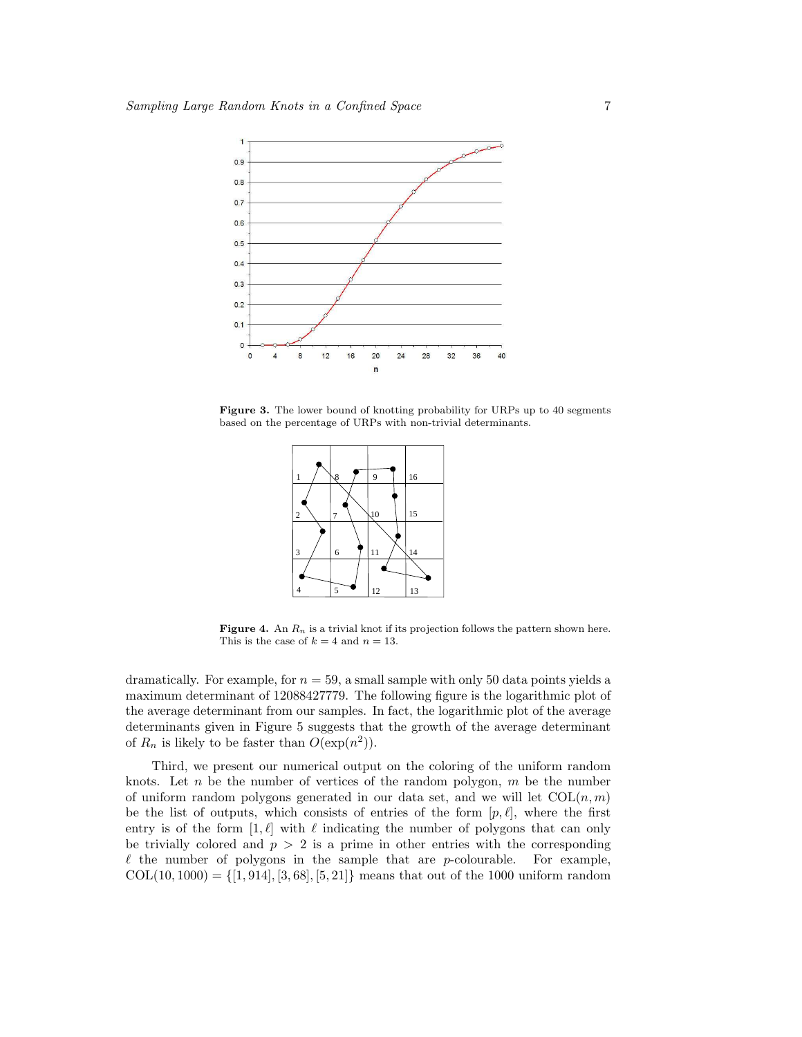**Figure 3.** The lower bound of knotting probability for URPs up to 40 segments based on the percentage of URPs with non-trivial determinants.

**Figure 4.** An $R_n$ is a trivial knot if its projection follows the pattern shown here. This is the case of $k = 4$ and $n = 13$.

dramatically. For example, for $n = 59$, a small sample with only 50 data points yields a maximum determinant of 12088427779. The following figure is the logarithmic plot of the average determinant from our samples. In fact, the logarithmic plot of the average determinants given in Figure 5 suggests that the growth of the average determinant of $R_n$ is likely to be faster than $O(\exp(n^2))$.

Third, we present our numerical output on the coloring of the uniform random knots. Let $n$ be the number of vertices of the random polygon, $m$ be the number of uniform random polygons generated in our data set, and we will let $\mathrm{COL}(n, m)$ be the list of outputs, which consists of entries of the form $[p, \ell]$, where the first entry is of the form $[1, \ell]$ with $\ell$ indicating the number of polygons that can only be trivially colored and $p > 2$ is a prime in other entries with the corresponding $\ell$ the number of polygons in the sample that are $p$-colourable. For example, $\mathrm{COL}(10, 1000) = \{[1, 914], [3, 68], [5, 21]\}$ means that out of the 1000 uniform random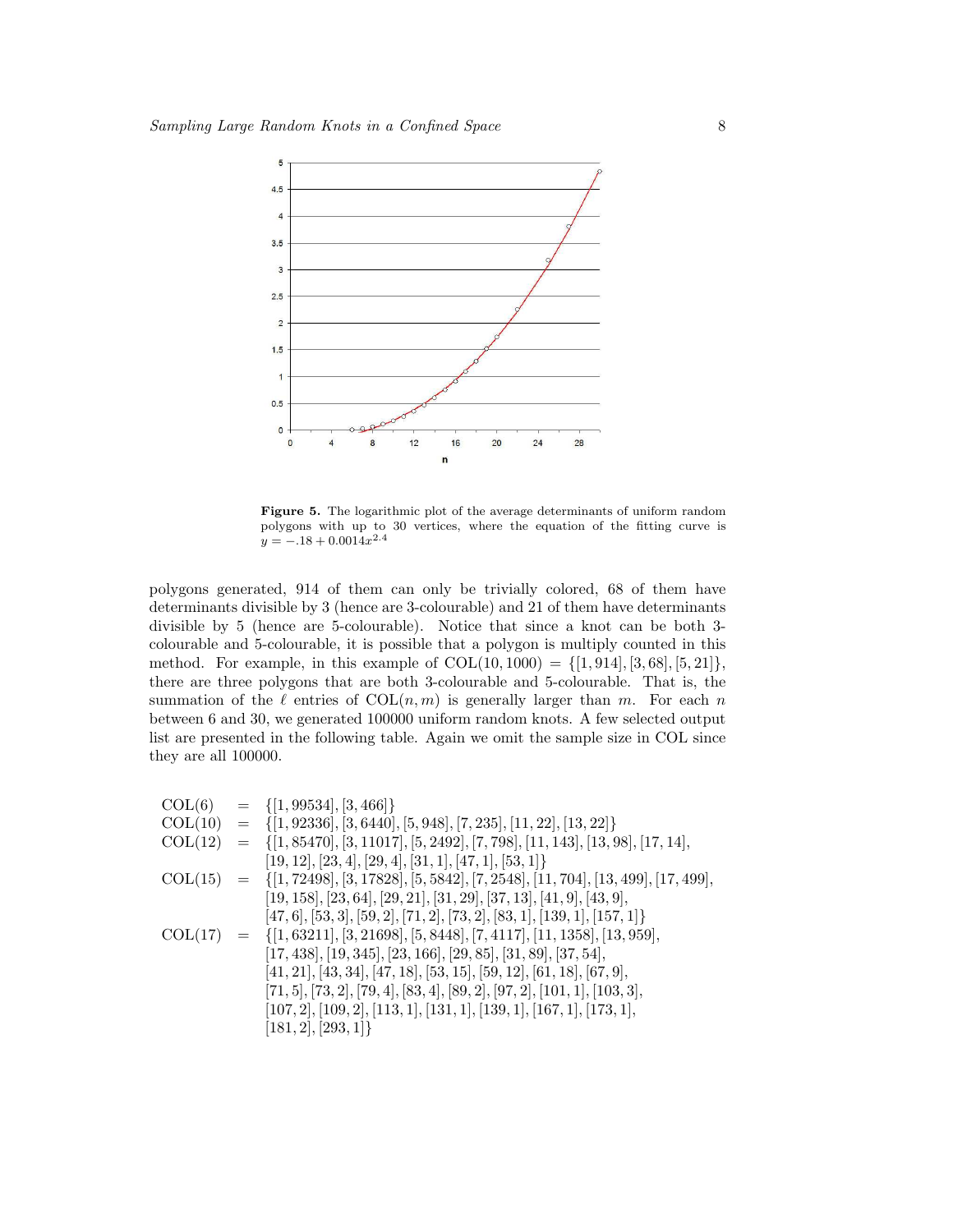**Figure 5.** The logarithmic plot of the average determinants of uniform random polygons with up to 30 vertices, where the equation of the fitting curve is $y = -.18 + 0.0014x^{2.4}$

polygons generated, 914 of them can only be trivially colored, 68 of them have determinants divisible by 3 (hence are 3-colourable) and 21 of them have determinants divisible by 5 (hence are 5-colourable). Notice that since a knot can be both 3-colourable and 5-colourable, it is possible that a polygon is multiply counted in this method. For example, in this example of $\mathrm{COL}(10, 1000) = \{[1, 914], [3, 68], [5, 21]\}$, there are three polygons that are both 3-colourable and 5-colourable. That is, the summation of the $\ell$ entries of $\mathrm{COL}(n, m)$ is generally larger than $m$. For each $n$ between 6 and 30, we generated 100000 uniform random knots. A few selected output list are presented in the following table. Again we omit the sample size in COL since they are all 100000.

$$
\begin{aligned}
\mathrm{COL}(6) &= \{[1, 99534], [3, 466]\} \\
\mathrm{COL}(10) &= \{[1, 92336], [3, 6440], [5, 948], [7, 235], [11, 22], [13, 22]\} \\
\mathrm{COL}(12) &= \{[1, 85470], [3, 11017], [5, 2492], [7, 798], [11, 143], [13, 98], [17, 14], \\
&\quad [19, 12], [23, 4], [29, 4], [31, 1], [47, 1], [53, 1]\} \\
\mathrm{COL}(15) &= \{[1, 72498], [3, 17828], [5, 5842], [7, 2548], [11, 704], [13, 499], [17, 499], \\
&\quad [19, 158], [23, 64], [29, 21], [31, 29], [37, 13], [41, 9], [43, 9], \\
&\quad [47, 6], [53, 3], [59, 2], [71, 2], [73, 2], [83, 1], [139, 1], [157, 1]\} \\
\mathrm{COL}(17) &= \{[1, 63211], [3, 21698], [5, 8448], [7, 4117], [11, 1358], [13, 959], \\
&\quad [17, 438], [19, 345], [23, 166], [29, 85], [31, 89], [37, 54], \\
&\quad [41, 21], [43, 34], [47, 18], [53, 15], [59, 12], [61, 18], [67, 9], \\
&\quad [71, 5], [73, 2], [79, 4], [83, 4], [89, 2], [97, 2], [101, 1], [103, 3], \\
&\quad [107, 2], [109, 2], [113, 1], [131, 1], [139, 1], [167, 1], [173, 1], \\
&\quad [181, 2], [293, 1]\}
\end{aligned}
$$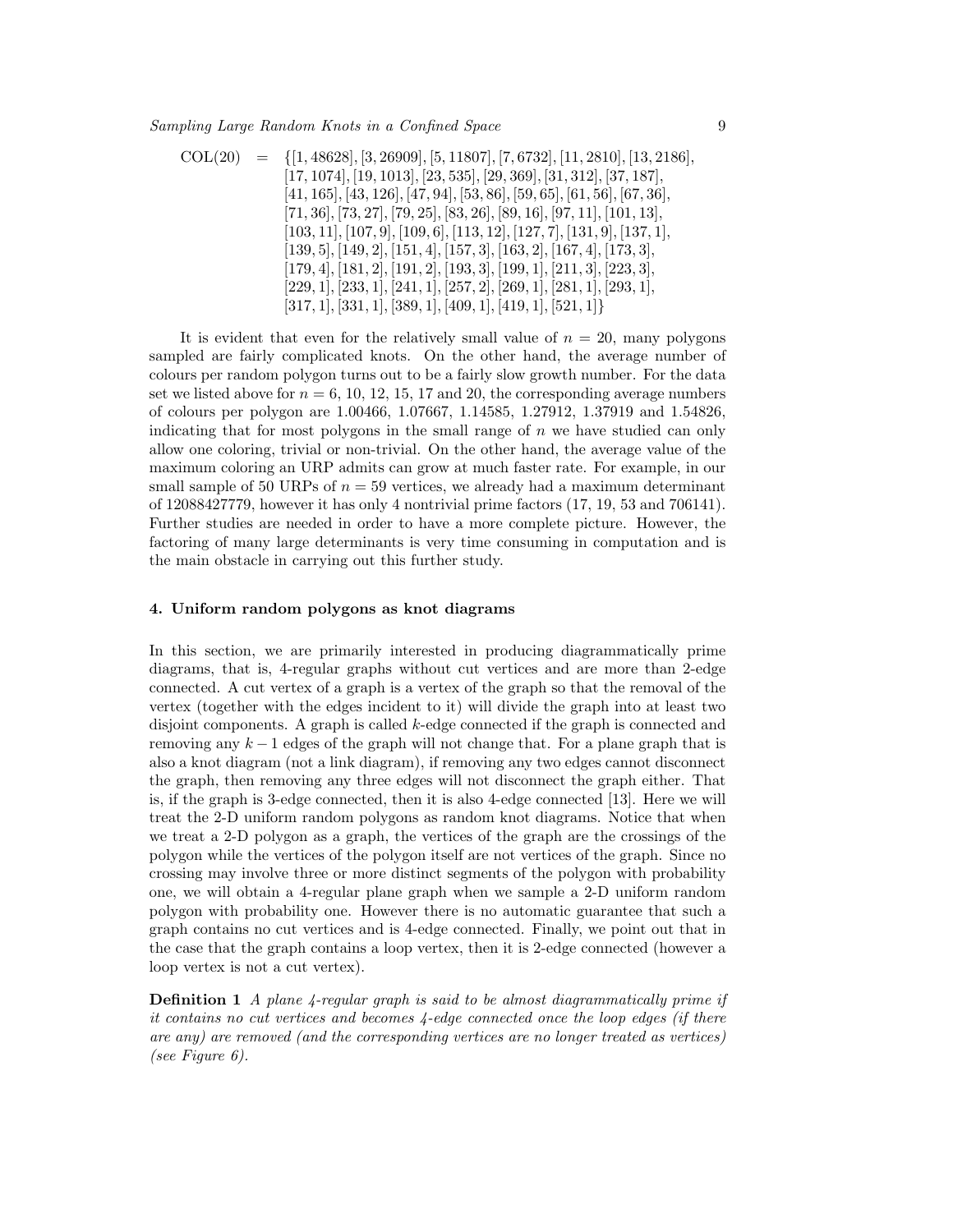$$
\begin{aligned}
\mathrm{COL}(20) \; = \; & \{[1,48628],[3,26909],[5,11807],[7,6732],[11,2810],[13,2186],\\
& [17,1074],[19,1013],[23,535],[29,369],[31,312],[37,187],\\
& [41,165],[43,126],[47,94],[53,86],[59,65],[61,56],[67,36],\\
& [71,36],[73,27],[79,25],[83,26],[89,16],[97,11],[101,13],\\
& [103,11],[107,9],[109,6],[113,12],[127,7],[131,9],[137,1],\\
& [139,5],[149,2],[151,4],[157,3],[163,2],[167,4],[173,3],\\
& [179,4],[181,2],[191,2],[193,3],[199,1],[211,3],[223,3],\\
& [229,1],[233,1],[241,1],[257,2],[269,1],[281,1],[293,1],\\
& [317,1],[331,1],[389,1],[409,1],[419,1],[521,1]\}
\end{aligned}
$$

It is evident that even for the relatively small value of $n = 20$, many polygons sampled are fairly complicated knots. On the other hand, the average number of colours per random polygon turns out to be a fairly slow growth number. For the data set we listed above for $n = 6$, 10, 12, 15, 17 and 20, the corresponding average numbers of colours per polygon are 1.00466, 1.07667, 1.14585, 1.27912, 1.37919 and 1.54826, indicating that for most polygons in the small range of $n$ we have studied can only allow one coloring, trivial or non-trivial. On the other hand, the average value of the maximum coloring an URP admits can grow at much faster rate. For example, in our small sample of 50 URPs of $n = 59$ vertices, we already had a maximum determinant of 12088427779, however it has only 4 nontrivial prime factors (17, 19, 53 and 706141). Further studies are needed in order to have a more complete picture. However, the factoring of many large determinants is very time consuming in computation and is the main obstacle in carrying out this further study.

## 4. Uniform random polygons as knot diagrams

In this section, we are primarily interested in producing diagrammatically prime diagrams, that is, 4-regular graphs without cut vertices and are more than 2-edge connected. A cut vertex of a graph is a vertex of the graph so that the removal of the vertex (together with the edges incident to it) will divide the graph into at least two disjoint components. A graph is called $k$-edge connected if the graph is connected and removing any $k-1$ edges of the graph will not change that. For a plane graph that is also a knot diagram (not a link diagram), if removing any two edges cannot disconnect the graph, then removing any three edges will not disconnect the graph either. That is, if the graph is 3-edge connected, then it is also 4-edge connected [13]. Here we will treat the 2-D uniform random polygons as random knot diagrams. Notice that when we treat a 2-D polygon as a graph, the vertices of the graph are the crossings of the polygon while the vertices of the polygon itself are not vertices of the graph. Since no crossing may involve three or more distinct segments of the polygon with probability one, we will obtain a 4-regular plane graph when we sample a 2-D uniform random polygon with probability one. However there is no automatic guarantee that such a graph contains no cut vertices and is 4-edge connected. Finally, we point out that in the case that the graph contains a loop vertex, then it is 2-edge connected (however a loop vertex is not a cut vertex).

**Definition 1** *A plane 4-regular graph is said to be almost diagrammatically prime if it contains no cut vertices and becomes 4-edge connected once the loop edges (if there are any) are removed (and the corresponding vertices are no longer treated as vertices) (see Figure 6).*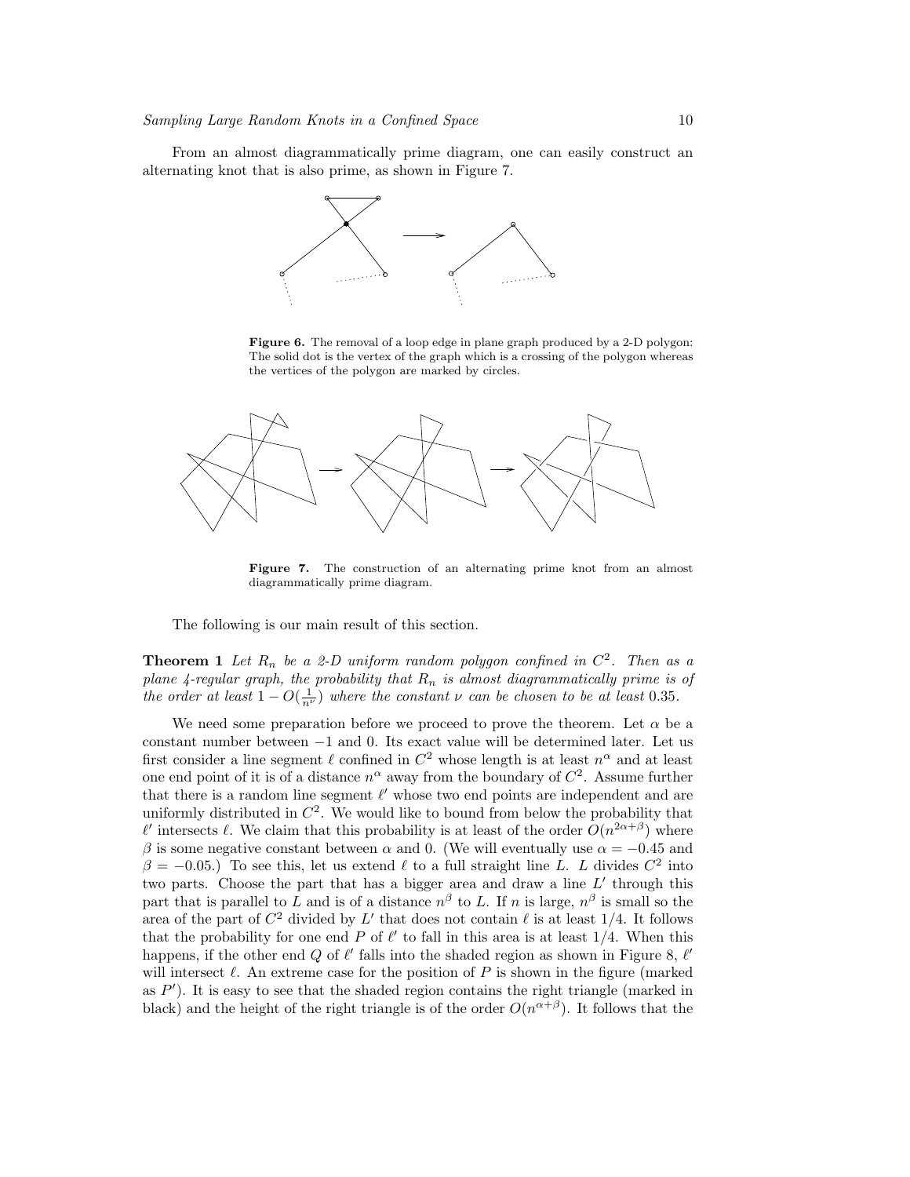From an almost diagrammatically prime diagram, one can easily construct an alternating knot that is also prime, as shown in Figure 7.

**Figure 6.** The removal of a loop edge in plane graph produced by a 2-D polygon: The solid dot is the vertex of the graph which is a crossing of the polygon whereas the vertices of the polygon are marked by circles.

**Figure 7.** The construction of an alternating prime knot from an almost diagrammatically prime diagram.

The following is our main result of this section.

**Theorem 1** *Let $R_n$ be a 2-D uniform random polygon confined in $C^2$. Then as a plane 4-regular graph, the probability that $R_n$ is almost diagrammatically prime is of the order at least $1 - O(\frac{1}{n^\nu})$ where the constant $\nu$ can be chosen to be at least 0.35.*

We need some preparation before we proceed to prove the theorem. Let $\alpha$ be a constant number between $-1$ and 0. Its exact value will be determined later. Let us first consider a line segment $\ell$ confined in $C^2$ whose length is at least $n^\alpha$ and at least one end point of it is of a distance $n^\alpha$ away from the boundary of $C^2$. Assume further that there is a random line segment $\ell'$ whose two end points are independent and are uniformly distributed in $C^2$. We would like to bound from below the probability that $\ell'$ intersects $\ell$. We claim that this probability is at least of the order $O(n^{2\alpha+\beta})$ where $\beta$ is some negative constant between $\alpha$ and 0. (We will eventually use $\alpha = -0.45$ and $\beta = -0.05$.) To see this, let us extend $\ell$ to a full straight line $L$. $L$ divides $C^2$ into two parts. Choose the part that has a bigger area and draw a line $L'$ through this part that is parallel to $L$ and is of a distance $n^\beta$ to $L$. If $n$ is large, $n^\beta$ is small so the area of the part of $C^2$ divided by $L'$ that does not contain $\ell$ is at least $1/4$. It follows that the probability for one end $P$ of $\ell'$ to fall in this area is at least $1/4$. When this happens, if the other end $Q$ of $\ell'$ falls into the shaded region as shown in Figure 8, $\ell'$ will intersect $\ell$. An extreme case for the position of $P$ is shown in the figure (marked as $P'$). It is easy to see that the shaded region contains the right triangle (marked in black) and the height of the right triangle is of the order $O(n^{\alpha+\beta})$. It follows that the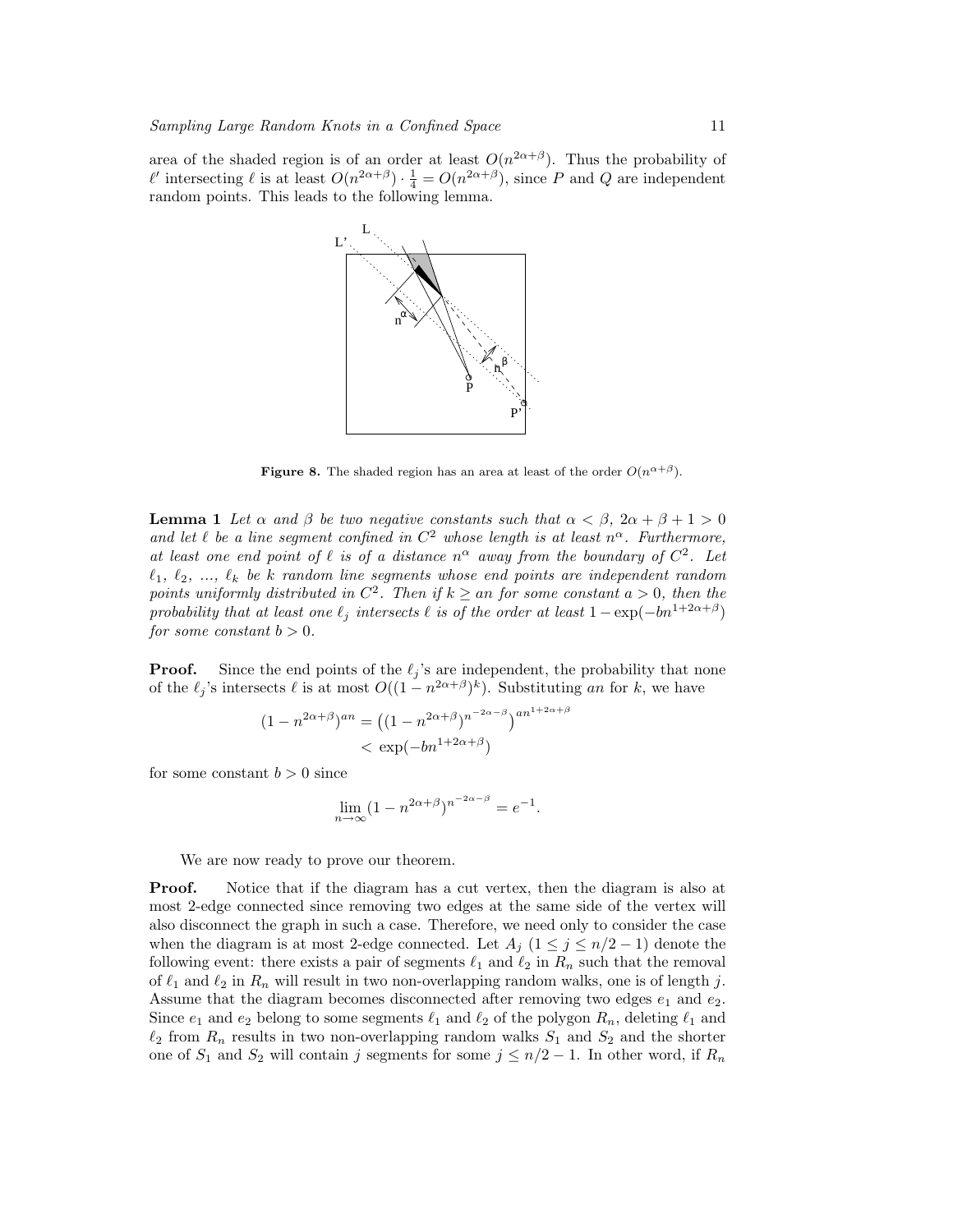area of the shaded region is of an order at least $O(n^{2\alpha+\beta})$. Thus the probability of $\ell'$ intersecting $\ell$ is at least $O(n^{2\alpha+\beta}) \cdot \frac{1}{4} = O(n^{2\alpha+\beta})$, since $P$ and $Q$ are independent random points. This leads to the following lemma.

**Figure 8.** The shaded region has an area at least of the order $O(n^{\alpha+\beta})$.

**Lemma 1** *Let $\alpha$ and $\beta$ be two negative constants such that $\alpha < \beta$, $2\alpha + \beta + 1 > 0$ and let $\ell$ be a line segment confined in $C^2$ whose length is at least $n^\alpha$. Furthermore, at least one end point of $\ell$ is of a distance $n^\alpha$ away from the boundary of $C^2$. Let $\ell_1$, $\ell_2$, ..., $\ell_k$ be $k$ random line segments whose end points are independent random points uniformly distributed in $C^2$. Then if $k \geq an$ for some constant $a > 0$, then the probability that at least one $\ell_j$ intersects $\ell$ is of the order at least $1 - \exp(-bn^{1+2\alpha+\beta})$ for some constant $b > 0$.*

**Proof.** Since the end points of the $\ell_j$'s are independent, the probability that none of the $\ell_j$'s intersects $\ell$ is at most $O((1 - n^{2\alpha+\beta})^k)$. Substituting $an$ for $k$, we have

$$(1 - n^{2\alpha+\beta})^{an} = \left((1 - n^{2\alpha+\beta})^{n^{-2\alpha-\beta}}\right)^{an^{1+2\alpha+\beta}}$$
$$< \exp(-bn^{1+2\alpha+\beta})$$

for some constant $b > 0$ since

$$\lim_{n\to\infty} (1 - n^{2\alpha+\beta})^{n^{-2\alpha-\beta}} = e^{-1}.$$

We are now ready to prove our theorem.

**Proof.** Notice that if the diagram has a cut vertex, then the diagram is also at most 2-edge connected since removing two edges at the same side of the vertex will also disconnect the graph in such a case. Therefore, we need only to consider the case when the diagram is at most 2-edge connected. Let $A_j$ $(1 \leq j \leq n/2 - 1)$ denote the following event: there exists a pair of segments $\ell_1$ and $\ell_2$ in $R_n$ such that the removal of $\ell_1$ and $\ell_2$ in $R_n$ will result in two non-overlapping random walks, one is of length $j$. Assume that the diagram becomes disconnected after removing two edges $e_1$ and $e_2$. Since $e_1$ and $e_2$ belong to some segments $\ell_1$ and $\ell_2$ of the polygon $R_n$, deleting $\ell_1$ and $\ell_2$ from $R_n$ results in two non-overlapping random walks $S_1$ and $S_2$ and the shorter one of $S_1$ and $S_2$ will contain $j$ segments for some $j \leq n/2 - 1$. In other word, if $R_n$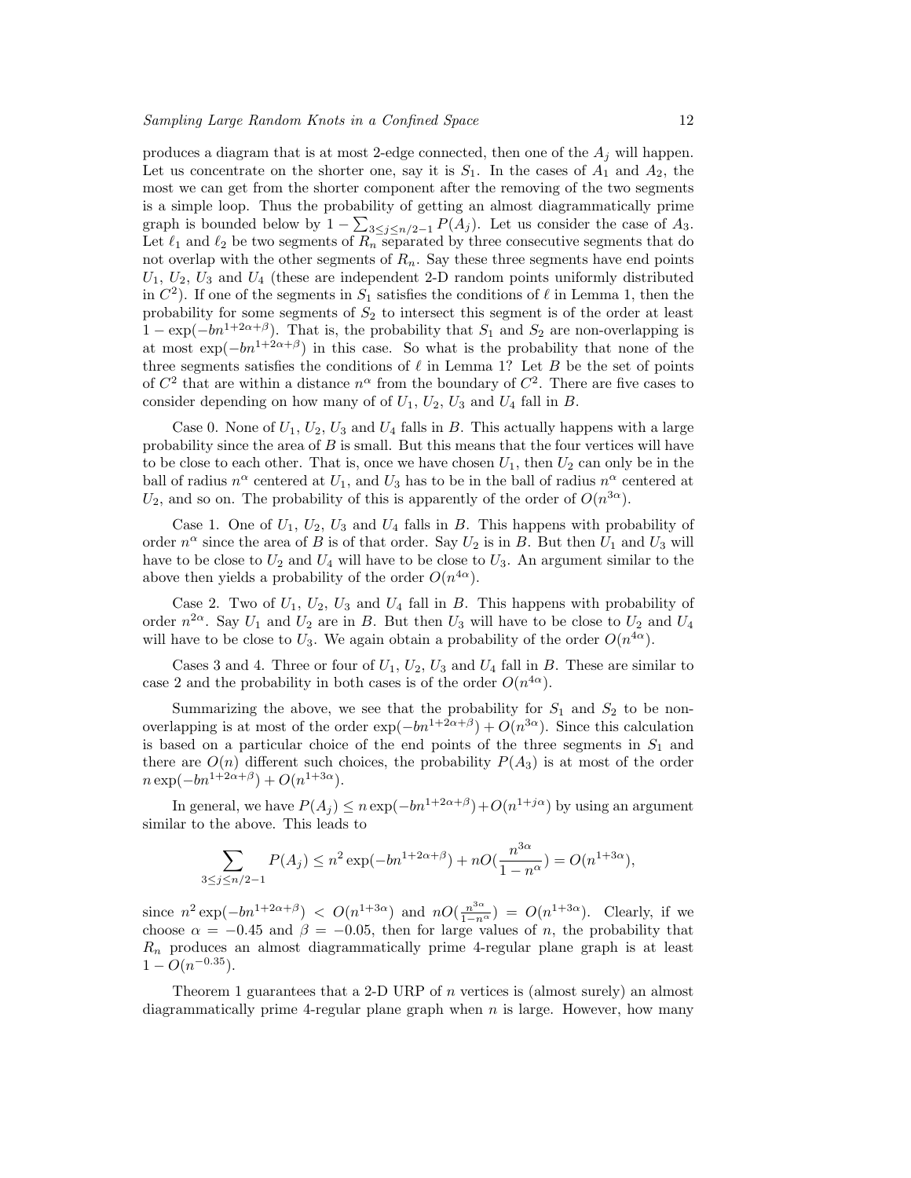produces a diagram that is at most 2-edge connected, then one of the $A_j$ will happen. Let us concentrate on the shorter one, say it is $S_1$. In the cases of $A_1$ and $A_2$, the most we can get from the shorter component after the removing of the two segments is a simple loop. Thus the probability of getting an almost diagrammatically prime graph is bounded below by $1 - \sum_{3 \le j \le n/2-1} P(A_j)$. Let us consider the case of $A_3$. Let $\ell_1$ and $\ell_2$ be two segments of $R_n$ separated by three consecutive segments that do not overlap with the other segments of $R_n$. Say these three segments have end points $U_1$, $U_2$, $U_3$ and $U_4$ (these are independent 2-D random points uniformly distributed in $C^2$). If one of the segments in $S_1$ satisfies the conditions of $\ell$ in Lemma 1, then the probability for some segments of $S_2$ to intersect this segment is of the order at least $1 - \exp(-bn^{1+2\alpha+\beta})$. That is, the probability that $S_1$ and $S_2$ are non-overlapping is at most $\exp(-bn^{1+2\alpha+\beta})$ in this case. So what is the probability that none of the three segments satisfies the conditions of $\ell$ in Lemma 1? Let $B$ be the set of points of $C^2$ that are within a distance $n^\alpha$ from the boundary of $C^2$. There are five cases to consider depending on how many of of $U_1$, $U_2$, $U_3$ and $U_4$ fall in $B$.

Case 0. None of $U_1$, $U_2$, $U_3$ and $U_4$ falls in $B$. This actually happens with a large probability since the area of $B$ is small. But this means that the four vertices will have to be close to each other. That is, once we have chosen $U_1$, then $U_2$ can only be in the ball of radius $n^\alpha$ centered at $U_1$, and $U_3$ has to be in the ball of radius $n^\alpha$ centered at $U_2$, and so on. The probability of this is apparently of the order of $O(n^{3\alpha})$.

Case 1. One of $U_1$, $U_2$, $U_3$ and $U_4$ falls in $B$. This happens with probability of order $n^\alpha$ since the area of $B$ is of that order. Say $U_2$ is in $B$. But then $U_1$ and $U_3$ will have to be close to $U_2$ and $U_4$ will have to be close to $U_3$. An argument similar to the above then yields a probability of the order $O(n^{4\alpha})$.

Case 2. Two of $U_1$, $U_2$, $U_3$ and $U_4$ fall in $B$. This happens with probability of order $n^{2\alpha}$. Say $U_1$ and $U_2$ are in $B$. But then $U_3$ will have to be close to $U_2$ and $U_4$ will have to be close to $U_3$. We again obtain a probability of the order $O(n^{4\alpha})$.

Cases 3 and 4. Three or four of $U_1$, $U_2$, $U_3$ and $U_4$ fall in $B$. These are similar to case 2 and the probability in both cases is of the order $O(n^{4\alpha})$.

Summarizing the above, we see that the probability for $S_1$ and $S_2$ to be non-overlapping is at most of the order $\exp(-bn^{1+2\alpha+\beta}) + O(n^{3\alpha})$. Since this calculation is based on a particular choice of the end points of the three segments in $S_1$ and there are $O(n)$ different such choices, the probability $P(A_3)$ is at most of the order $n\exp(-bn^{1+2\alpha+\beta}) + O(n^{1+3\alpha})$.

In general, we have $P(A_j) \le n\exp(-bn^{1+2\alpha+\beta}) + O(n^{1+j\alpha})$ by using an argument similar to the above. This leads to

$$\sum_{3 \le j \le n/2-1} P(A_j) \le n^2 \exp(-bn^{1+2\alpha+\beta}) + nO(\frac{n^{3\alpha}}{1-n^\alpha}) = O(n^{1+3\alpha}),$$

since $n^2\exp(-bn^{1+2\alpha+\beta}) < O(n^{1+3\alpha})$ and $nO(\frac{n^{3\alpha}}{1-n^\alpha}) = O(n^{1+3\alpha})$. Clearly, if we choose $\alpha = -0.45$ and $\beta = -0.05$, then for large values of $n$, the probability that $R_n$ produces an almost diagrammatically prime 4-regular plane graph is at least $1 - O(n^{-0.35})$.

Theorem 1 guarantees that a 2-D URP of $n$ vertices is (almost surely) an almost diagrammatically prime 4-regular plane graph when $n$ is large. However, how many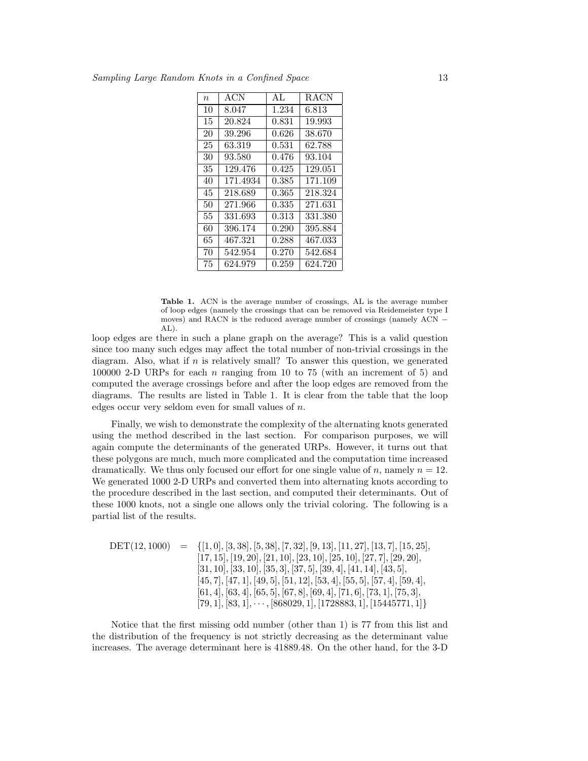| $n$ | ACN | AL | RACN |
|---|---|---|---|
| 10 | 8.047 | 1.234 | 6.813 |
| 15 | 20.824 | 0.831 | 19.993 |
| 20 | 39.296 | 0.626 | 38.670 |
| 25 | 63.319 | 0.531 | 62.788 |
| 30 | 93.580 | 0.476 | 93.104 |
| 35 | 129.476 | 0.425 | 129.051 |
| 40 | 171.4934 | 0.385 | 171.109 |
| 45 | 218.689 | 0.365 | 218.324 |
| 50 | 271.966 | 0.335 | 271.631 |
| 55 | 331.693 | 0.313 | 331.380 |
| 60 | 396.174 | 0.290 | 395.884 |
| 65 | 467.321 | 0.288 | 467.033 |
| 70 | 542.954 | 0.270 | 542.684 |
| 75 | 624.979 | 0.259 | 624.720 |

**Table 1.** ACN is the average number of crossings, AL is the average number of loop edges (namely the crossings that can be removed via Reidemeister type I moves) and RACN is the reduced average number of crossings (namely ACN − AL).

loop edges are there in such a plane graph on the average? This is a valid question since too many such edges may affect the total number of non-trivial crossings in the diagram. Also, what if $n$ is relatively small? To answer this question, we generated 100000 2-D URPs for each $n$ ranging from 10 to 75 (with an increment of 5) and computed the average crossings before and after the loop edges are removed from the diagrams. The results are listed in Table 1. It is clear from the table that the loop edges occur very seldom even for small values of $n$.

Finally, we wish to demonstrate the complexity of the alternating knots generated using the method described in the last section. For comparison purposes, we will again compute the determinants of the generated URPs. However, it turns out that these polygons are much, much more complicated and the computation time increased dramatically. We thus only focused our effort for one single value of $n$, namely $n = 12$. We generated 1000 2-D URPs and converted them into alternating knots according to the procedure described in the last section, and computed their determinants. Out of these 1000 knots, not a single one allows only the trivial coloring. The following is a partial list of the results.

$$
\begin{aligned}
\mathrm{DET}(12, 1000) \quad = \quad & \{[1, 0], [3, 38], [5, 38], [7, 32], [9, 13], [11, 27], [13, 7], [15, 25], \\
& [17, 15], [19, 20], [21, 10], [23, 10], [25, 10], [27, 7], [29, 20], \\
& [31, 10], [33, 10], [35, 3], [37, 5], [39, 4], [41, 14], [43, 5], \\
& [45, 7], [47, 1], [49, 5], [51, 12], [53, 4], [55, 5], [57, 4], [59, 4], \\
& [61, 4], [63, 4], [65, 5], [67, 8], [69, 4], [71, 6], [73, 1], [75, 3], \\
& [79, 1], [83, 1], \cdots, [868029, 1], [1728883, 1], [15445771, 1]\}
\end{aligned}
$$

Notice that the first missing odd number (other than 1) is 77 from this list and the distribution of the frequency is not strictly decreasing as the determinant value increases. The average determinant here is 41889.48. On the other hand, for the 3-D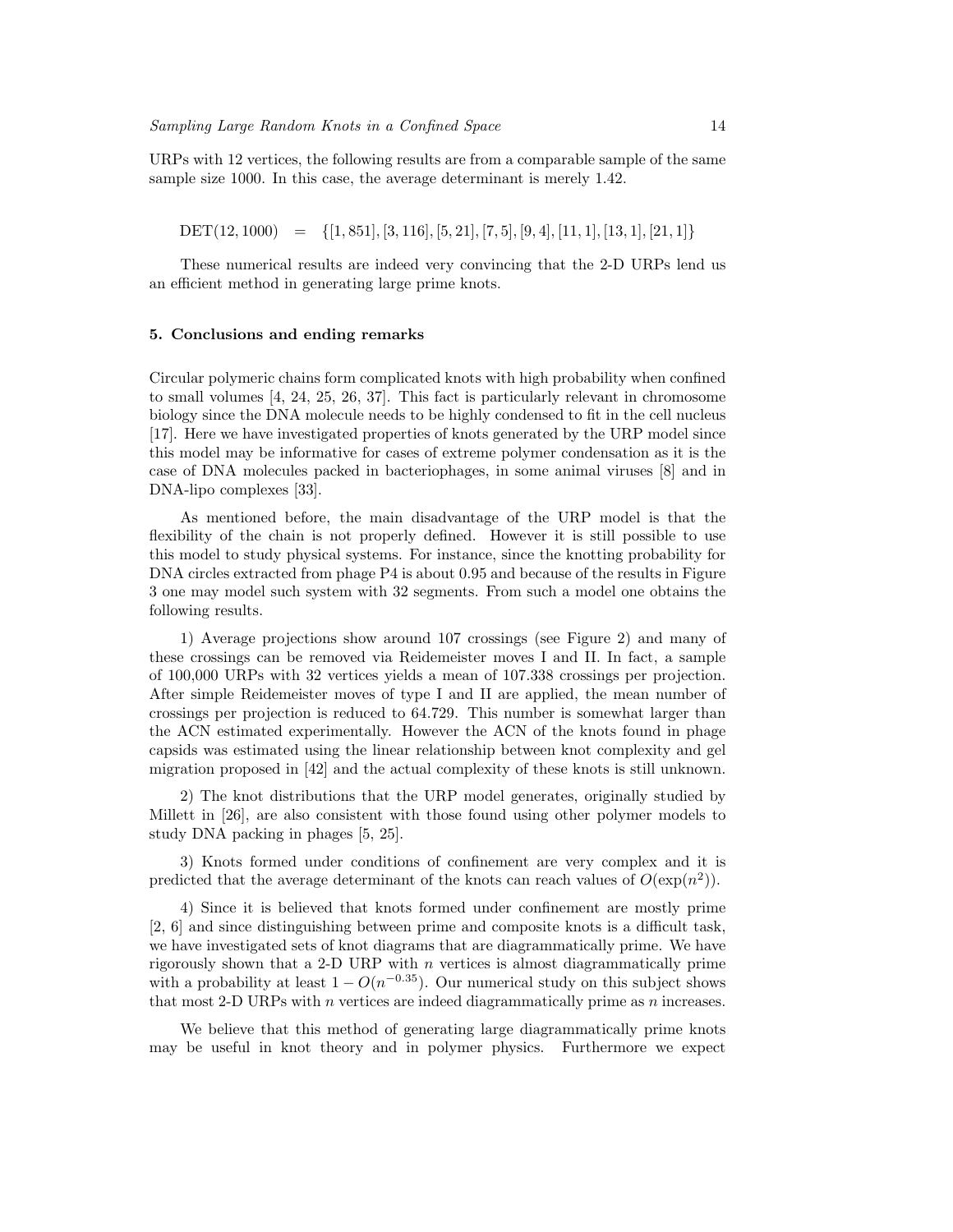URPs with 12 vertices, the following results are from a comparable sample of the same sample size 1000. In this case, the average determinant is merely 1.42.

$$\text{DET}(12, 1000) \quad = \quad \{[1, 851], [3, 116], [5, 21], [7, 5], [9, 4], [11, 1], [13, 1], [21, 1]\}$$

These numerical results are indeed very convincing that the 2-D URPs lend us an efficient method in generating large prime knots.

### 5. Conclusions and ending remarks

Circular polymeric chains form complicated knots with high probability when confined to small volumes [4, 24, 25, 26, 37]. This fact is particularly relevant in chromosome biology since the DNA molecule needs to be highly condensed to fit in the cell nucleus [17]. Here we have investigated properties of knots generated by the URP model since this model may be informative for cases of extreme polymer condensation as it is the case of DNA molecules packed in bacteriophages, in some animal viruses [8] and in DNA-lipo complexes [33].

As mentioned before, the main disadvantage of the URP model is that the flexibility of the chain is not properly defined. However it is still possible to use this model to study physical systems. For instance, since the knotting probability for DNA circles extracted from phage P4 is about 0.95 and because of the results in Figure 3 one may model such system with 32 segments. From such a model one obtains the following results.

1) Average projections show around 107 crossings (see Figure 2) and many of these crossings can be removed via Reidemeister moves I and II. In fact, a sample of 100,000 URPs with 32 vertices yields a mean of 107.338 crossings per projection. After simple Reidemeister moves of type I and II are applied, the mean number of crossings per projection is reduced to 64.729. This number is somewhat larger than the ACN estimated experimentally. However the ACN of the knots found in phage capsids was estimated using the linear relationship between knot complexity and gel migration proposed in [42] and the actual complexity of these knots is still unknown.

2) The knot distributions that the URP model generates, originally studied by Millett in [26], are also consistent with those found using other polymer models to study DNA packing in phages [5, 25].

3) Knots formed under conditions of confinement are very complex and it is predicted that the average determinant of the knots can reach values of $O(\exp(n^2))$.

4) Since it is believed that knots formed under confinement are mostly prime [2, 6] and since distinguishing between prime and composite knots is a difficult task, we have investigated sets of knot diagrams that are diagrammatically prime. We have rigorously shown that a 2-D URP with $n$ vertices is almost diagrammatically prime with a probability at least $1 - O(n^{-0.35})$. Our numerical study on this subject shows that most 2-D URPs with $n$ vertices are indeed diagrammatically prime as $n$ increases.

We believe that this method of generating large diagrammatically prime knots may be useful in knot theory and in polymer physics. Furthermore we expect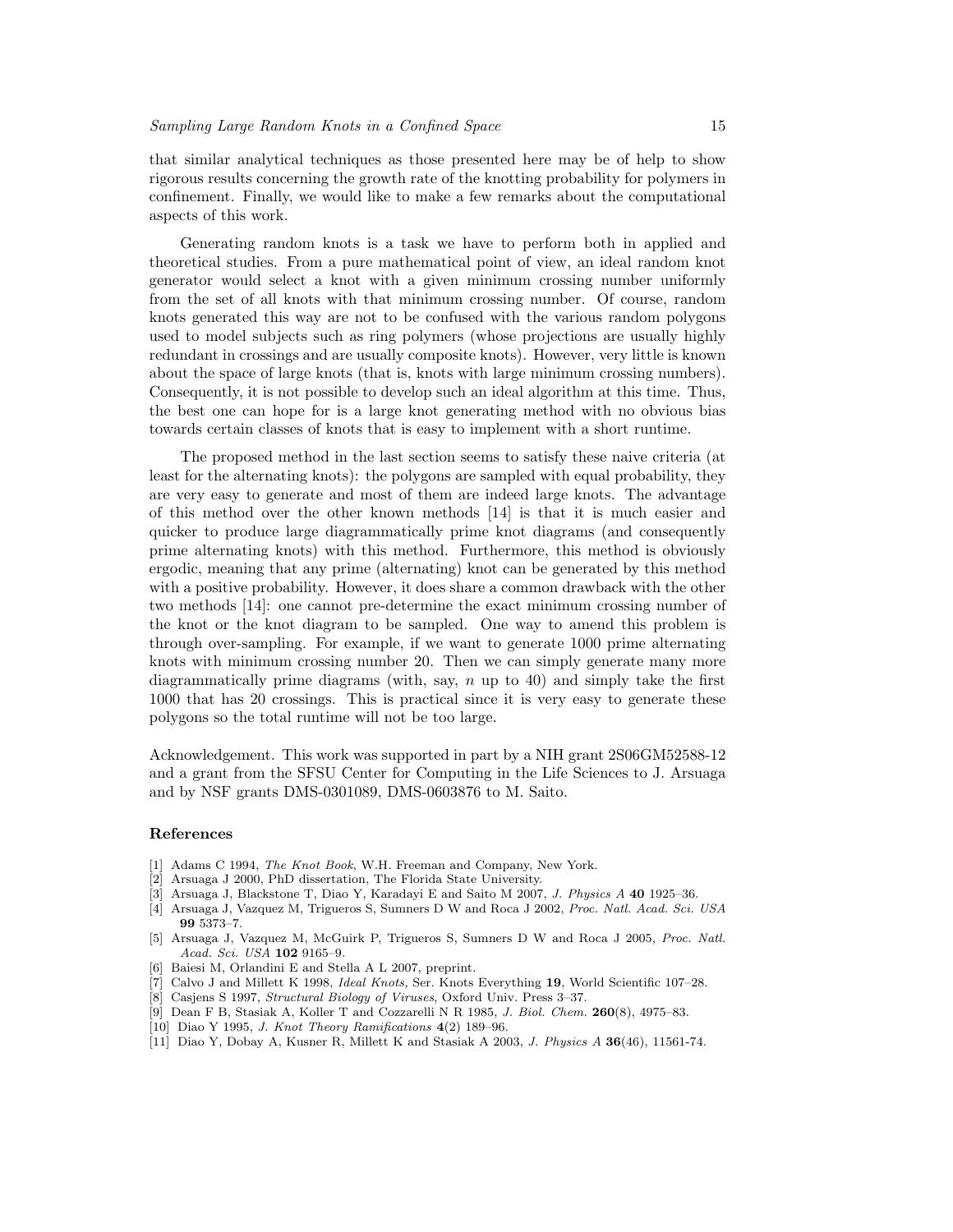that similar analytical techniques as those presented here may be of help to show rigorous results concerning the growth rate of the knotting probability for polymers in confinement. Finally, we would like to make a few remarks about the computational aspects of this work.

Generating random knots is a task we have to perform both in applied and theoretical studies. From a pure mathematical point of view, an ideal random knot generator would select a knot with a given minimum crossing number uniformly from the set of all knots with that minimum crossing number. Of course, random knots generated this way are not to be confused with the various random polygons used to model subjects such as ring polymers (whose projections are usually highly redundant in crossings and are usually composite knots). However, very little is known about the space of large knots (that is, knots with large minimum crossing numbers). Consequently, it is not possible to develop such an ideal algorithm at this time. Thus, the best one can hope for is a large knot generating method with no obvious bias towards certain classes of knots that is easy to implement with a short runtime.

The proposed method in the last section seems to satisfy these naive criteria (at least for the alternating knots): the polygons are sampled with equal probability, they are very easy to generate and most of them are indeed large knots. The advantage of this method over the other known methods [14] is that it is much easier and quicker to produce large diagrammatically prime knot diagrams (and consequently prime alternating knots) with this method. Furthermore, this method is obviously ergodic, meaning that any prime (alternating) knot can be generated by this method with a positive probability. However, it does share a common drawback with the other two methods [14]: one cannot pre-determine the exact minimum crossing number of the knot or the knot diagram to be sampled. One way to amend this problem is through over-sampling. For example, if we want to generate 1000 prime alternating knots with minimum crossing number 20. Then we can simply generate many more diagrammatically prime diagrams (with, say, $n$ up to 40) and simply take the first 1000 that has 20 crossings. This is practical since it is very easy to generate these polygons so the total runtime will not be too large.

Acknowledgement. This work was supported in part by a NIH grant 2S06GM52588-12 and a grant from the SFSU Center for Computing in the Life Sciences to J. Arsuaga and by NSF grants DMS-0301089, DMS-0603876 to M. Saito.

## References

[1] Adams C 1994, *The Knot Book*, W.H. Freeman and Company, New York.
[2] Arsuaga J 2000, PhD dissertation, The Florida State University.
[3] Arsuaga J, Blackstone T, Diao Y, Karadayi E and Saito M 2007, *J. Physics A* **40** 1925–36.
[4] Arsuaga J, Vazquez M, Trigueros S, Sumners D W and Roca J 2002, *Proc. Natl. Acad. Sci. USA* **99** 5373–7.
[5] Arsuaga J, Vazquez M, McGuirk P, Trigueros S, Sumners D W and Roca J 2005, *Proc. Natl. Acad. Sci. USA* **102** 9165–9.
[6] Baiesi M, Orlandini E and Stella A L 2007, preprint.
[7] Calvo J and Millett K 1998, *Ideal Knots,* Ser. Knots Everything **19**, World Scientific 107–28.
[8] Casjens S 1997, *Structural Biology of Viruses*, Oxford Univ. Press 3–37.
[9] Dean F B, Stasiak A, Koller T and Cozzarelli N R 1985, *J. Biol. Chem.* **260**(8), 4975–83.
[10] Diao Y 1995, *J. Knot Theory Ramifications* **4**(2) 189–96.
[11] Diao Y, Dobay A, Kusner R, Millett K and Stasiak A 2003, *J. Physics A* **36**(46), 11561-74.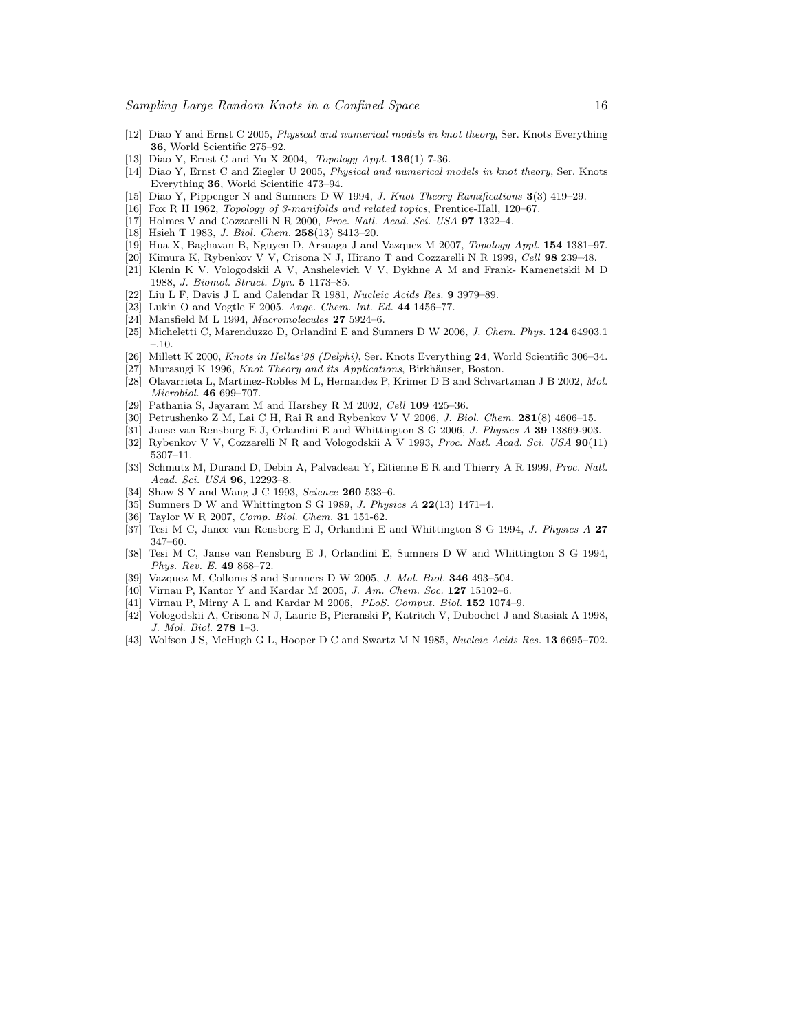[12] Diao Y and Ernst C 2005, *Physical and numerical models in knot theory*, Ser. Knots Everything **36**, World Scientific 275–92.

[13] Diao Y, Ernst C and Yu X 2004, *Topology Appl.* **136**(1) 7-36.

[14] Diao Y, Ernst C and Ziegler U 2005, *Physical and numerical models in knot theory*, Ser. Knots Everything **36**, World Scientific 473–94.

[15] Diao Y, Pippenger N and Sumners D W 1994, *J. Knot Theory Ramifications* **3**(3) 419–29.

[16] Fox R H 1962, *Topology of 3-manifolds and related topics*, Prentice-Hall, 120–67.

[17] Holmes V and Cozzarelli N R 2000, *Proc. Natl. Acad. Sci. USA* **97** 1322–4.

[18] Hsieh T 1983, *J. Biol. Chem.* **258**(13) 8413–20.

[19] Hua X, Baghavan B, Nguyen D, Arsuaga J and Vazquez M 2007, *Topology Appl.* **154** 1381–97.

[20] Kimura K, Rybenkov V V, Crisona N J, Hirano T and Cozzarelli N R 1999, *Cell* **98** 239–48.

[21] Klenin K V, Vologodskii A V, Anshelevich V V, Dykhne A M and Frank- Kamenetskii M D 1988, *J. Biomol. Struct. Dyn.* **5** 1173–85.

[22] Liu L F, Davis J L and Calendar R 1981, *Nucleic Acids Res.* **9** 3979–89.

[23] Lukin O and Vogtle F 2005, *Ange. Chem. Int. Ed.* **44** 1456–77.

[24] Mansfield M L 1994, *Macromolecules* **27** 5924–6.

[25] Micheletti C, Marenduzzo D, Orlandini E and Sumners D W 2006, *J. Chem. Phys.* **124** 64903.1 –.10.

[26] Millett K 2000, *Knots in Hellas'98 (Delphi)*, Ser. Knots Everything **24**, World Scientific 306–34.

[27] Murasugi K 1996, *Knot Theory and its Applications*, Birkhäuser, Boston.

[28] Olavarrieta L, Martinez-Robles M L, Hernandez P, Krimer D B and Schvartzman J B 2002, *Mol. Microbiol.* **46** 699–707.

[29] Pathania S, Jayaram M and Harshey R M 2002, *Cell* **109** 425–36.

[30] Petrushenko Z M, Lai C H, Rai R and Rybenkov V V 2006, *J. Biol. Chem.* **281**(8) 4606–15.

[31] Janse van Rensburg E J, Orlandini E and Whittington S G 2006, *J. Physics A* **39** 13869-903.

[32] Rybenkov V V, Cozzarelli N R and Vologodskii A V 1993, *Proc. Natl. Acad. Sci. USA* **90**(11) 5307–11.

[33] Schmutz M, Durand D, Debin A, Palvadeau Y, Eitienne E R and Thierry A R 1999, *Proc. Natl. Acad. Sci. USA* **96**, 12293–8.

[34] Shaw S Y and Wang J C 1993, *Science* **260** 533–6.

[35] Sumners D W and Whittington S G 1989, *J. Physics A* **22**(13) 1471–4.

[36] Taylor W R 2007, *Comp. Biol. Chem.* **31** 151-62.

[37] Tesi M C, Jance van Rensberg E J, Orlandini E and Whittington S G 1994, *J. Physics A* **27** 347–60.

[38] Tesi M C, Janse van Rensburg E J, Orlandini E, Sumners D W and Whittington S G 1994, *Phys. Rev. E.* **49** 868–72.

[39] Vazquez M, Colloms S and Sumners D W 2005, *J. Mol. Biol.* **346** 493–504.

[40] Virnau P, Kantor Y and Kardar M 2005, *J. Am. Chem. Soc.* **127** 15102–6.

[41] Virnau P, Mirny A L and Kardar M 2006, *PLoS. Comput. Biol.* **152** 1074–9.

[42] Vologodskii A, Crisona N J, Laurie B, Pieranski P, Katritch V, Dubochet J and Stasiak A 1998, *J. Mol. Biol.* **278** 1–3.

[43] Wolfson J S, McHugh G L, Hooper D C and Swartz M N 1985, *Nucleic Acids Res.* **13** 6695–702.